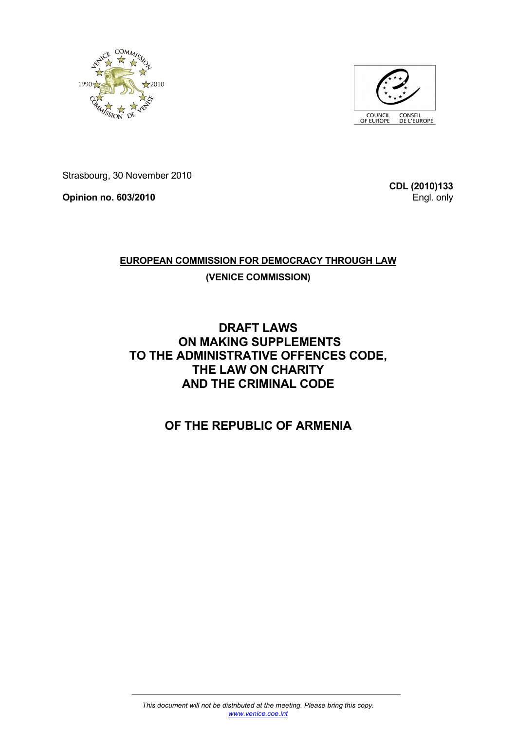Strasbourg, 30 November 2010

**Opinion no. 603/2010**

**CDL (2010)133**
Engl. only

**EUROPEAN COMMISSION FOR DEMOCRACY THROUGH LAW**

**(VENICE COMMISSION)**

# DRAFT LAWS ON MAKING SUPPLEMENTS TO THE ADMINISTRATIVE OFFENCES CODE, THE LAW ON CHARITY AND THE CRIMINAL CODE

# OF THE REPUBLIC OF ARMENIA

*This document will not be distributed at the meeting. Please bring this copy.*
*www.venice.coe.int*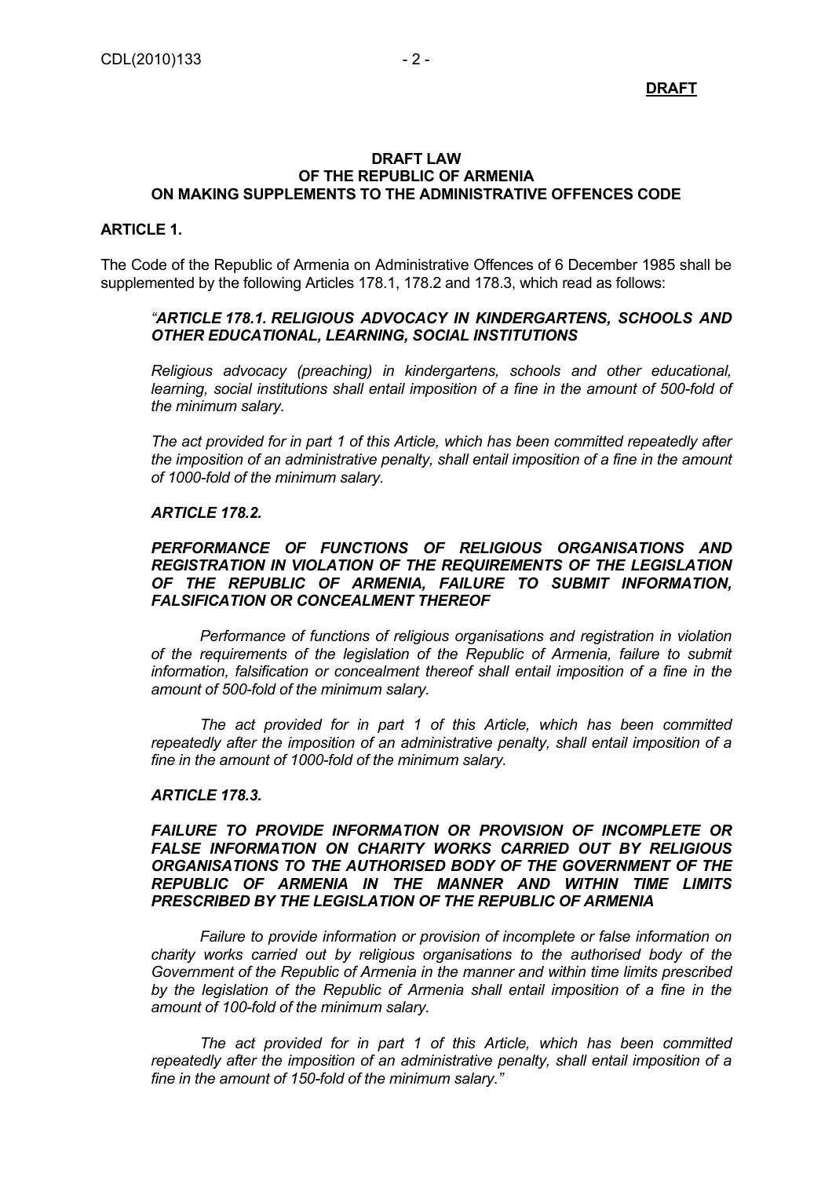**DRAFT**

**DRAFT LAW**
**OF THE REPUBLIC OF ARMENIA**
**ON MAKING SUPPLEMENTS TO THE ADMINISTRATIVE OFFENCES CODE**

**ARTICLE 1.**

The Code of the Republic of Armenia on Administrative Offences of 6 December 1985 shall be supplemented by the following Articles 178.1, 178.2 and 178.3, which read as follows:

*"**ARTICLE 178.1. RELIGIOUS ADVOCACY IN KINDERGARTENS, SCHOOLS AND OTHER EDUCATIONAL, LEARNING, SOCIAL INSTITUTIONS***

*Religious advocacy (preaching) in kindergartens, schools and other educational, learning, social institutions shall entail imposition of a fine in the amount of 500-fold of the minimum salary.*

*The act provided for in part 1 of this Article, which has been committed repeatedly after the imposition of an administrative penalty, shall entail imposition of a fine in the amount of 1000-fold of the minimum salary.*

***ARTICLE 178.2.***

***PERFORMANCE OF FUNCTIONS OF RELIGIOUS ORGANISATIONS AND REGISTRATION IN VIOLATION OF THE REQUIREMENTS OF THE LEGISLATION OF THE REPUBLIC OF ARMENIA, FAILURE TO SUBMIT INFORMATION, FALSIFICATION OR CONCEALMENT THEREOF***

*Performance of functions of religious organisations and registration in violation of the requirements of the legislation of the Republic of Armenia, failure to submit information, falsification or concealment thereof shall entail imposition of a fine in the amount of 500-fold of the minimum salary.*

*The act provided for in part 1 of this Article, which has been committed repeatedly after the imposition of an administrative penalty, shall entail imposition of a fine in the amount of 1000-fold of the minimum salary.*

***ARTICLE 178.3.***

***FAILURE TO PROVIDE INFORMATION OR PROVISION OF INCOMPLETE OR FALSE INFORMATION ON CHARITY WORKS CARRIED OUT BY RELIGIOUS ORGANISATIONS TO THE AUTHORISED BODY OF THE GOVERNMENT OF THE REPUBLIC OF ARMENIA IN THE MANNER AND WITHIN TIME LIMITS PRESCRIBED BY THE LEGISLATION OF THE REPUBLIC OF ARMENIA***

*Failure to provide information or provision of incomplete or false information on charity works carried out by religious organisations to the authorised body of the Government of the Republic of Armenia in the manner and within time limits prescribed by the legislation of the Republic of Armenia shall entail imposition of a fine in the amount of 100-fold of the minimum salary.*

*The act provided for in part 1 of this Article, which has been committed repeatedly after the imposition of an administrative penalty, shall entail imposition of a fine in the amount of 150-fold of the minimum salary."*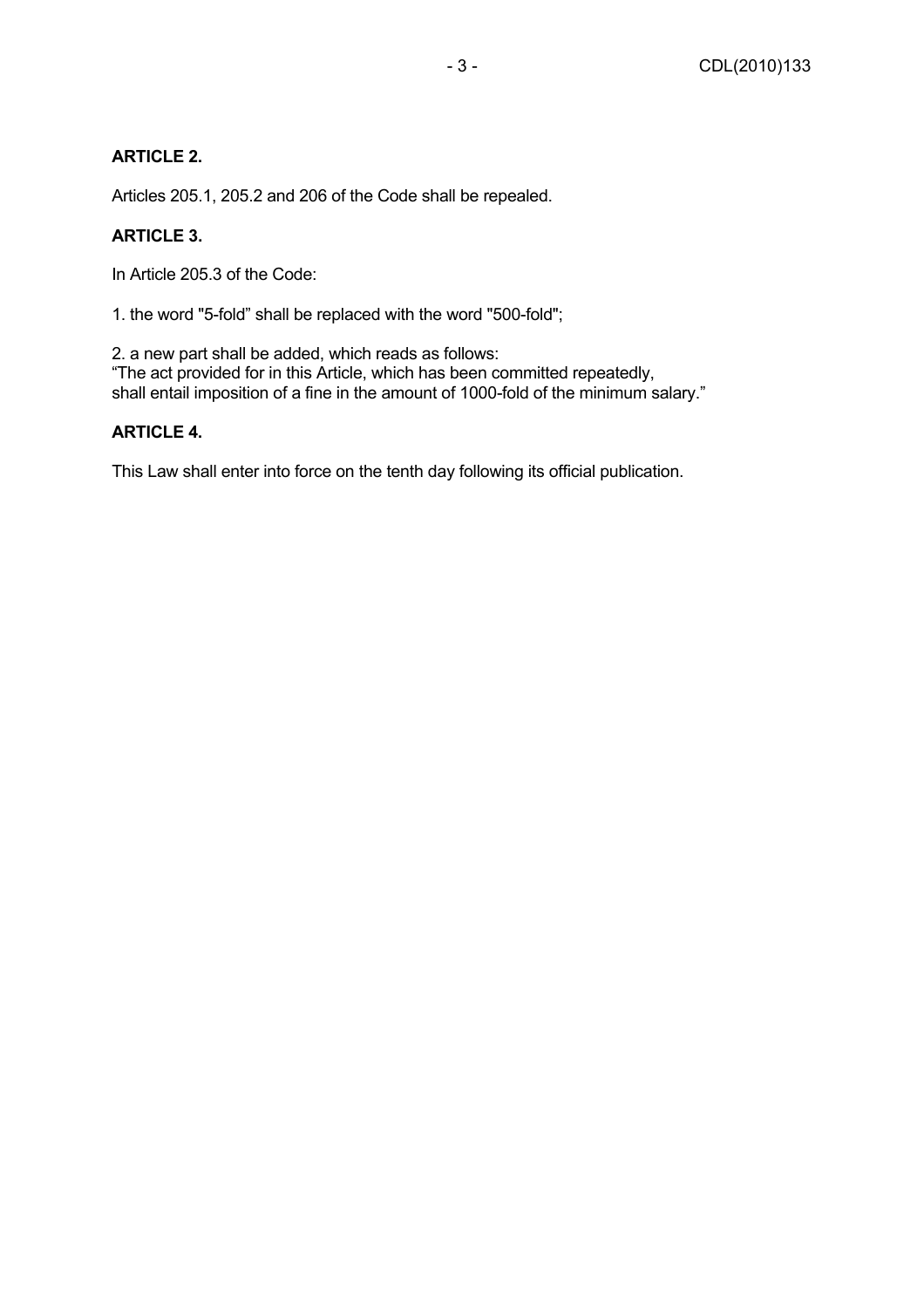**ARTICLE 2.**

Articles 205.1, 205.2 and 206 of the Code shall be repealed.

**ARTICLE 3.**

In Article 205.3 of the Code:

1. the word "5-fold" shall be replaced with the word "500-fold";

2. a new part shall be added, which reads as follows:
"The act provided for in this Article, which has been committed repeatedly, shall entail imposition of a fine in the amount of 1000-fold of the minimum salary."

**ARTICLE 4.**

This Law shall enter into force on the tenth day following its official publication.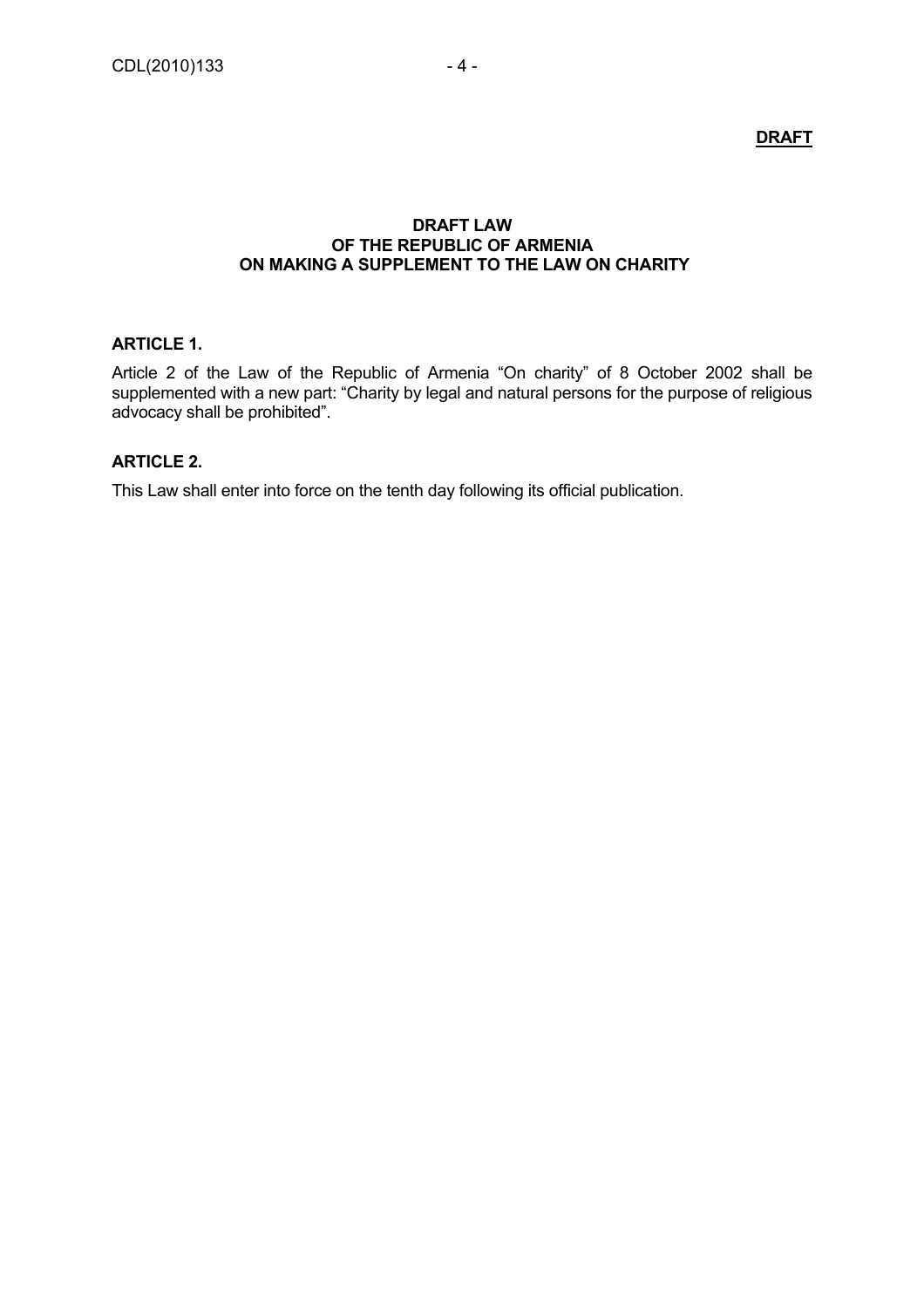**DRAFT**

# DRAFT LAW OF THE REPUBLIC OF ARMENIA ON MAKING A SUPPLEMENT TO THE LAW ON CHARITY

## ARTICLE 1.

Article 2 of the Law of the Republic of Armenia "On charity" of 8 October 2002 shall be supplemented with a new part: "Charity by legal and natural persons for the purpose of religious advocacy shall be prohibited".

## ARTICLE 2.

This Law shall enter into force on the tenth day following its official publication.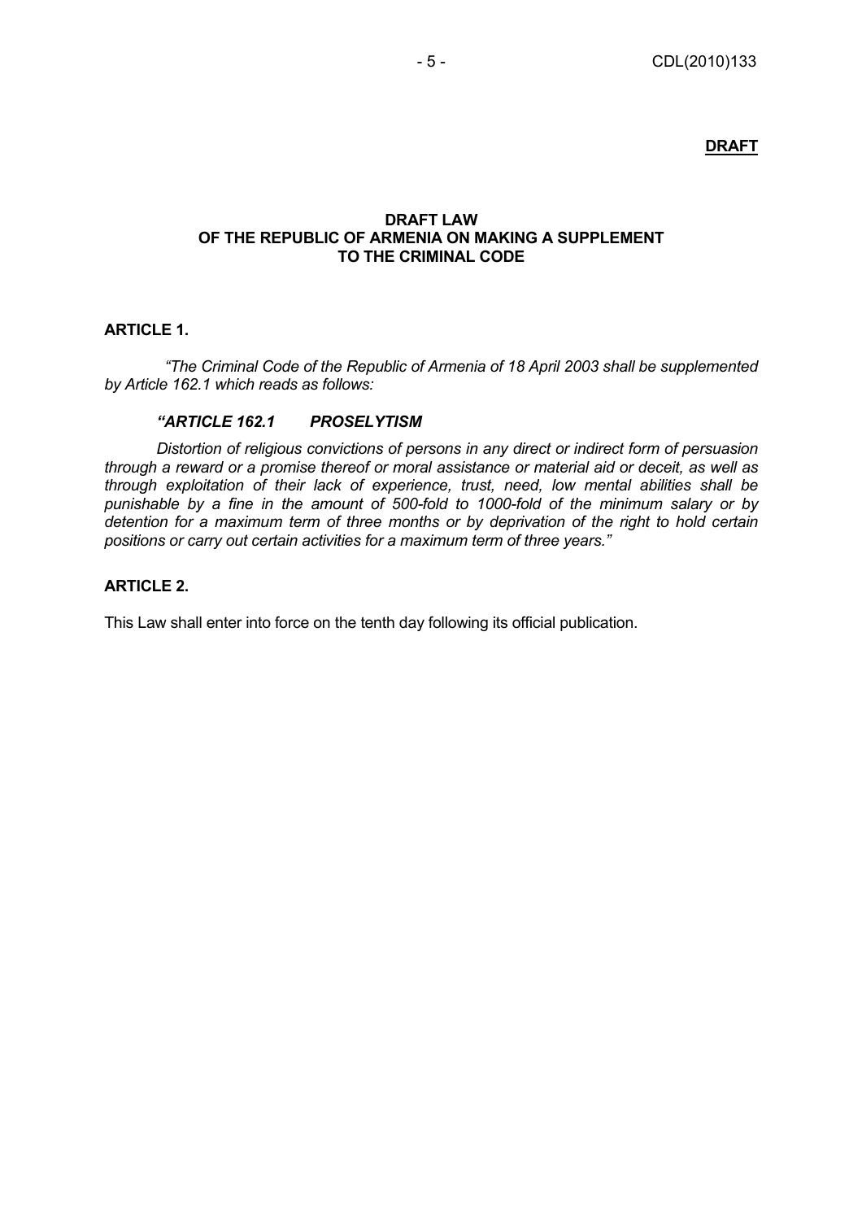**DRAFT**

**DRAFT LAW
OF THE REPUBLIC OF ARMENIA ON MAKING A SUPPLEMENT
TO THE CRIMINAL CODE**

**ARTICLE 1.**

*"The Criminal Code of the Republic of Armenia of 18 April 2003 shall be supplemented by Article 162.1 which reads as follows:*

***"ARTICLE 162.1 PROSELYTISM***

*Distortion of religious convictions of persons in any direct or indirect form of persuasion through a reward or a promise thereof or moral assistance or material aid or deceit, as well as through exploitation of their lack of experience, trust, need, low mental abilities shall be punishable by a fine in the amount of 500-fold to 1000-fold of the minimum salary or by detention for a maximum term of three months or by deprivation of the right to hold certain positions or carry out certain activities for a maximum term of three years."*

**ARTICLE 2.**

This Law shall enter into force on the tenth day following its official publication.